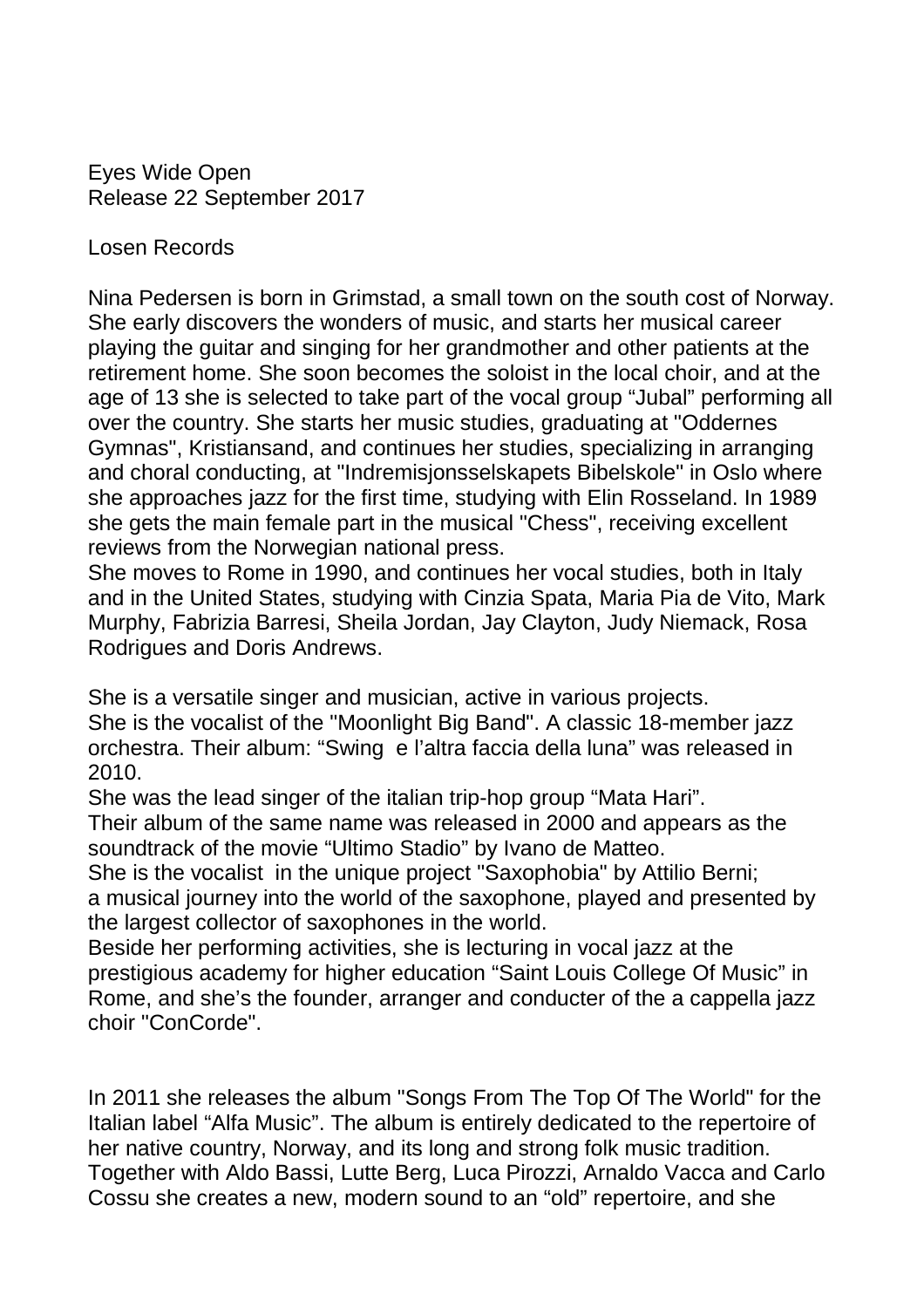Eyes Wide Open
Release 22 September 2017

Losen Records

Nina Pedersen is born in Grimstad, a small town on the south cost of Norway. She early discovers the wonders of music, and starts her musical career playing the guitar and singing for her grandmother and other patients at the retirement home. She soon becomes the soloist in the local choir, and at the age of 13 she is selected to take part of the vocal group "Jubal" performing all over the country. She starts her music studies, graduating at "Oddernes Gymnas", Kristiansand, and continues her studies, specializing in arranging and choral conducting, at "Indremisjonsselskapets Bibelskole" in Oslo where she approaches jazz for the first time, studying with Elin Rosseland. In 1989 she gets the main female part in the musical "Chess", receiving excellent reviews from the Norwegian national press.
She moves to Rome in 1990, and continues her vocal studies, both in Italy and in the United States, studying with Cinzia Spata, Maria Pia de Vito, Mark Murphy, Fabrizia Barresi, Sheila Jordan, Jay Clayton, Judy Niemack, Rosa Rodrigues and Doris Andrews.

She is a versatile singer and musician, active in various projects.
She is the vocalist of the "Moonlight Big Band". A classic 18-member jazz orchestra. Their album: "Swing e l'altra faccia della luna" was released in 2010.
She was the lead singer of the italian trip-hop group "Mata Hari".
Their album of the same name was released in 2000 and appears as the soundtrack of the movie "Ultimo Stadio" by Ivano de Matteo.
She is the vocalist in the unique project "Saxophobia" by Attilio Berni; a musical journey into the world of the saxophone, played and presented by the largest collector of saxophones in the world.
Beside her performing activities, she is lecturing in vocal jazz at the prestigious academy for higher education "Saint Louis College Of Music" in Rome, and she's the founder, arranger and conducter of the a cappella jazz choir "ConCorde".

In 2011 she releases the album "Songs From The Top Of The World" for the Italian label "Alfa Music". The album is entirely dedicated to the repertoire of her native country, Norway, and its long and strong folk music tradition. Together with Aldo Bassi, Lutte Berg, Luca Pirozzi, Arnaldo Vacca and Carlo Cossu she creates a new, modern sound to an "old" repertoire, and she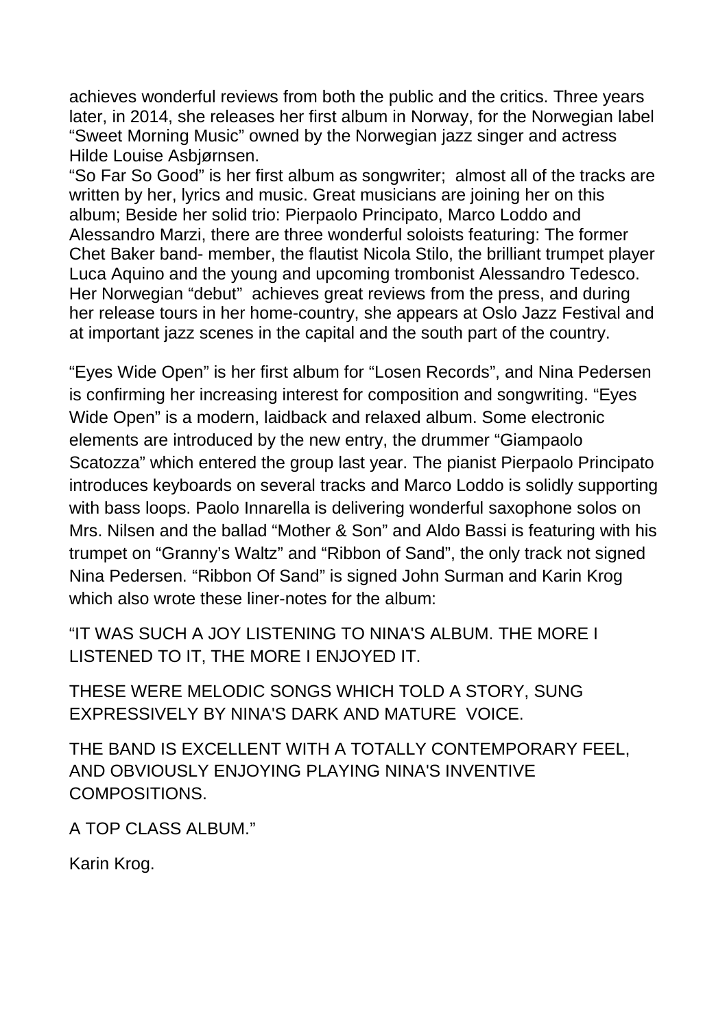achieves wonderful reviews from both the public and the critics. Three years later, in 2014, she releases her first album in Norway, for the Norwegian label "Sweet Morning Music" owned by the Norwegian jazz singer and actress Hilde Louise Asbjørnsen.

"So Far So Good" is her first album as songwriter; almost all of the tracks are written by her, lyrics and music. Great musicians are joining her on this album; Beside her solid trio: Pierpaolo Principato, Marco Loddo and Alessandro Marzi, there are three wonderful soloists featuring: The former Chet Baker band- member, the flautist Nicola Stilo, the brilliant trumpet player Luca Aquino and the young and upcoming trombonist Alessandro Tedesco. Her Norwegian "debut" achieves great reviews from the press, and during her release tours in her home-country, she appears at Oslo Jazz Festival and at important jazz scenes in the capital and the south part of the country.

"Eyes Wide Open" is her first album for "Losen Records", and Nina Pedersen is confirming her increasing interest for composition and songwriting. "Eyes Wide Open" is a modern, laidback and relaxed album. Some electronic elements are introduced by the new entry, the drummer "Giampaolo Scatozza" which entered the group last year. The pianist Pierpaolo Principato introduces keyboards on several tracks and Marco Loddo is solidly supporting with bass loops. Paolo Innarella is delivering wonderful saxophone solos on Mrs. Nilsen and the ballad "Mother & Son" and Aldo Bassi is featuring with his trumpet on "Granny's Waltz" and "Ribbon of Sand", the only track not signed Nina Pedersen. "Ribbon Of Sand" is signed John Surman and Karin Krog which also wrote these liner-notes for the album:

"IT WAS SUCH A JOY LISTENING TO NINA'S ALBUM. THE MORE I LISTENED TO IT, THE MORE I ENJOYED IT.

THESE WERE MELODIC SONGS WHICH TOLD A STORY, SUNG EXPRESSIVELY BY NINA'S DARK AND MATURE VOICE.

THE BAND IS EXCELLENT WITH A TOTALLY CONTEMPORARY FEEL, AND OBVIOUSLY ENJOYING PLAYING NINA'S INVENTIVE COMPOSITIONS.

A TOP CLASS ALBUM."

Karin Krog.